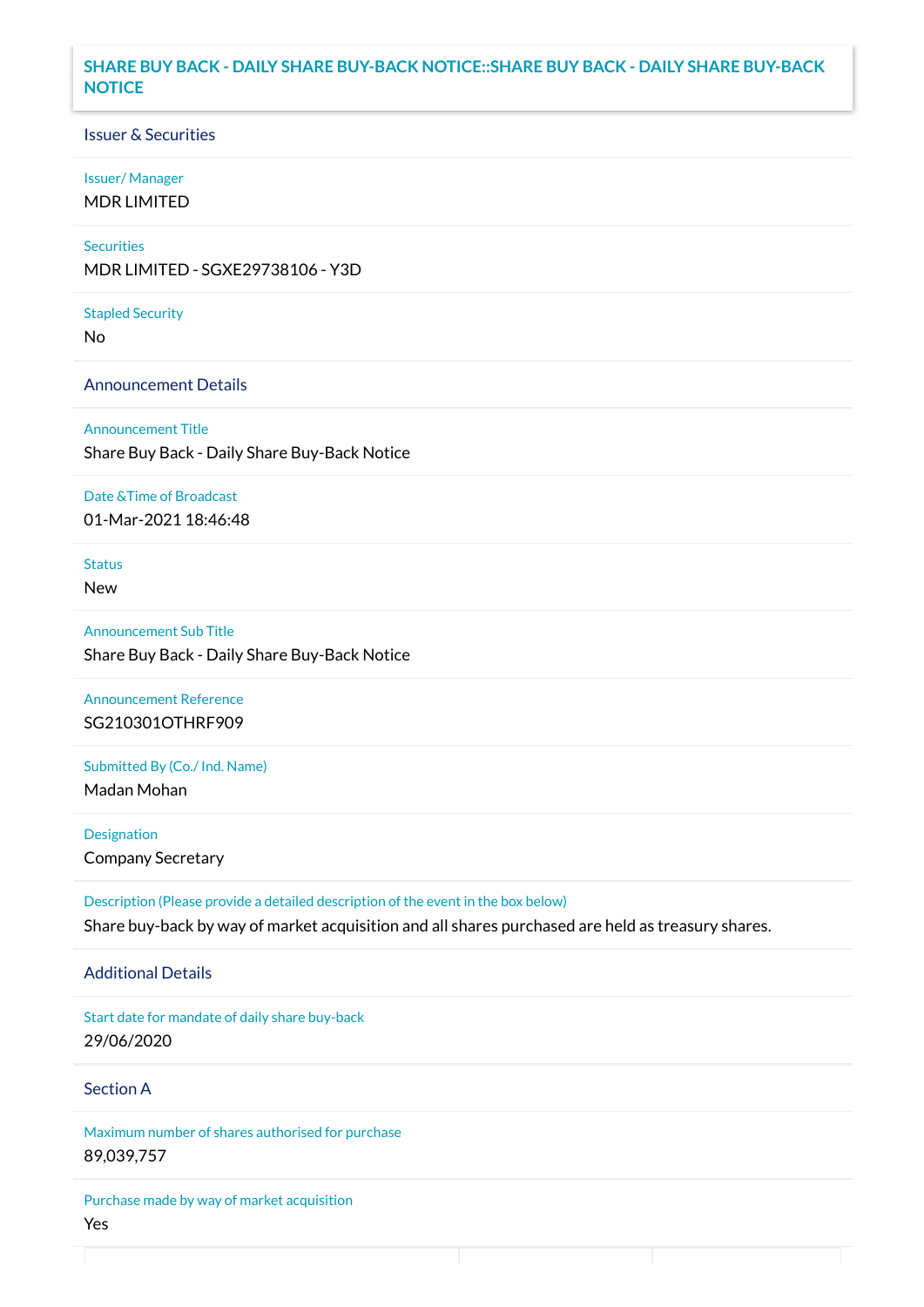# SHARE BUY BACK - DAILY SHARE BUY-BACK NOTICE::SHARE BUY BACK - DAILY SHARE BUY-BACK NOTICE

## Issuer & Securities

**Issuer/ Manager**

MDR LIMITED

**Securities**

MDR LIMITED - SGXE29738106 - Y3D

**Stapled Security**

No

## Announcement Details

**Announcement Title**

Share Buy Back - Daily Share Buy-Back Notice

**Date &Time of Broadcast**

01-Mar-2021 18:46:48

**Status**

New

**Announcement Sub Title**

Share Buy Back - Daily Share Buy-Back Notice

**Announcement Reference**

SG210301OTHRF909

**Submitted By (Co./ Ind. Name)**

Madan Mohan

**Designation**

Company Secretary

**Description (Please provide a detailed description of the event in the box below)**

Share buy-back by way of market acquisition and all shares purchased are held as treasury shares.

## Additional Details

**Start date for mandate of daily share buy-back**

29/06/2020

## Section A

**Maximum number of shares authorised for purchase**

89,039,757

**Purchase made by way of market acquisition**

Yes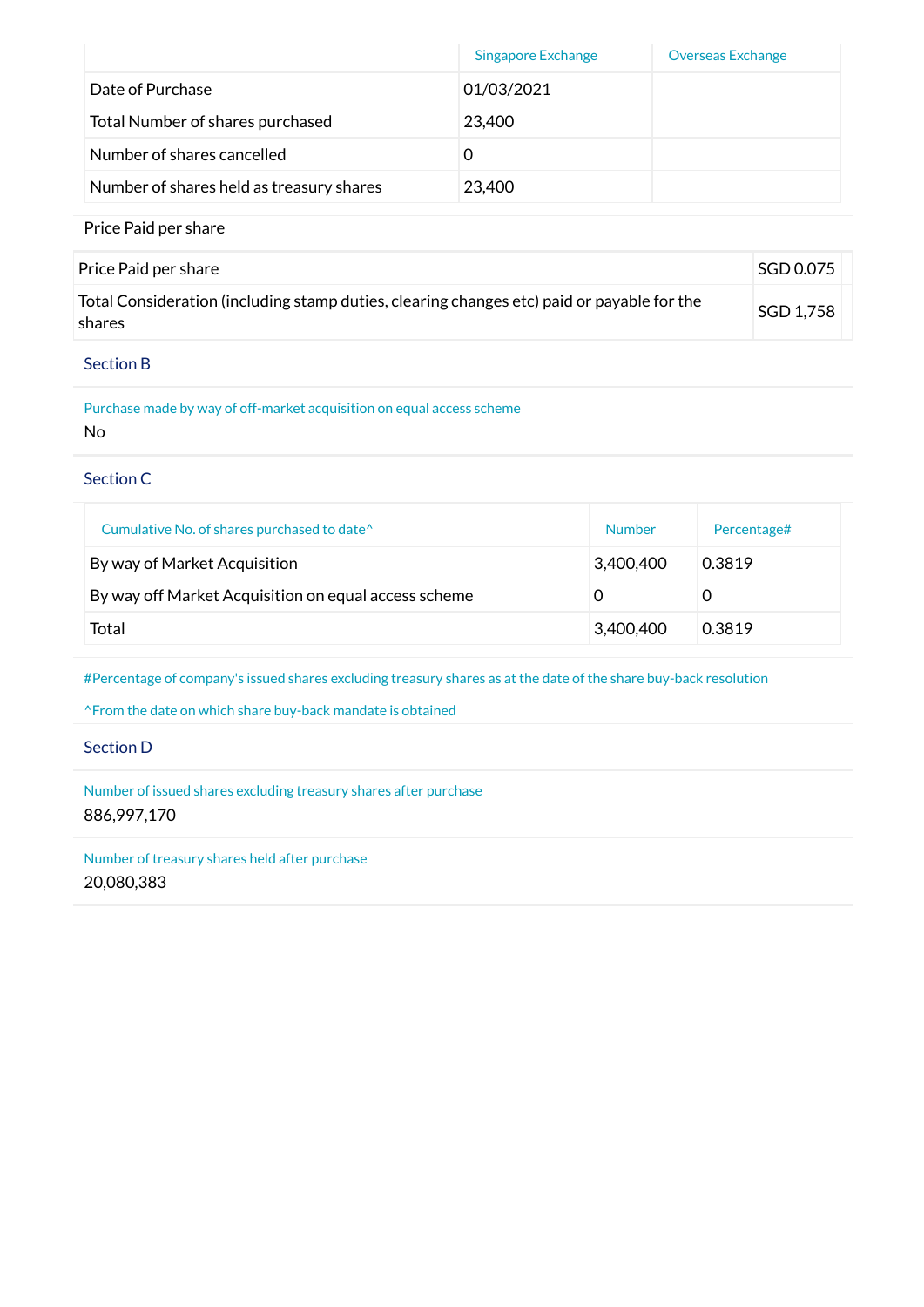| | Singapore Exchange | Overseas Exchange |
|---|---|---|
| Date of Purchase | 01/03/2021 | |
| Total Number of shares purchased | 23,400 | |
| Number of shares cancelled | 0 | |
| Number of shares held as treasury shares | 23,400 | |

Price Paid per share

| | |
|---|---|
| Price Paid per share | SGD 0.075 |
| Total Consideration (including stamp duties, clearing changes etc) paid or payable for the shares | SGD 1,758 |

## Section B

Purchase made by way of off-market acquisition on equal access scheme

No

## Section C

| Cumulative No. of shares purchased to date^ | Number | Percentage# |
|---|---|---|
| By way of Market Acquisition | 3,400,400 | 0.3819 |
| By way off Market Acquisition on equal access scheme | 0 | 0 |
| Total | 3,400,400 | 0.3819 |

#Percentage of company's issued shares excluding treasury shares as at the date of the share buy-back resolution

^From the date on which share buy-back mandate is obtained

## Section D

Number of issued shares excluding treasury shares after purchase

886,997,170

Number of treasury shares held after purchase

20,080,383